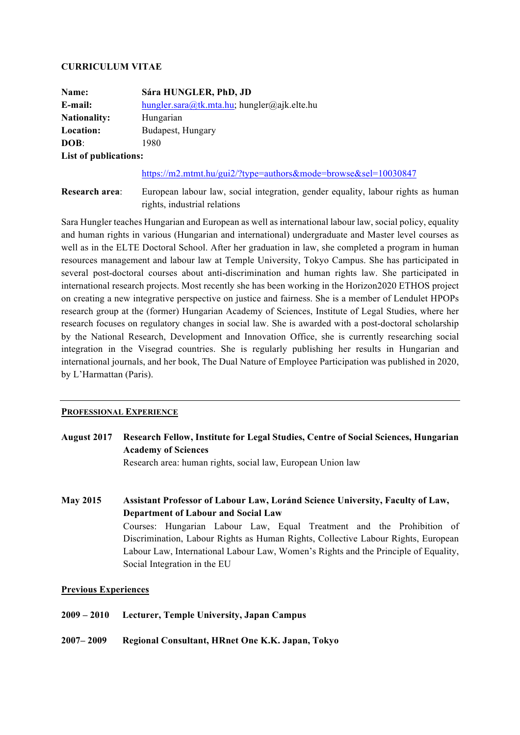**CURRICULUM VITAE**

**Name:** Sára HUNGLER, PhD, JD
**E-mail:** hungler.sara@tk.mta.hu; hungler@ajk.elte.hu
**Nationality:** Hungarian
**Location:** Budapest, Hungary
**DOB:** 1980
**List of publications:** https://m2.mtmt.hu/gui2/?type=authors&mode=browse&sel=10030847

**Research area:** European labour law, social integration, gender equality, labour rights as human rights, industrial relations

Sara Hungler teaches Hungarian and European as well as international labour law, social policy, equality and human rights in various (Hungarian and international) undergraduate and Master level courses as well as in the ELTE Doctoral School. After her graduation in law, she completed a program in human resources management and labour law at Temple University, Tokyo Campus. She has participated in several post-doctoral courses about anti-discrimination and human rights law. She participated in international research projects. Most recently she has been working in the Horizon2020 ETHOS project on creating a new integrative perspective on justice and fairness. She is a member of Lendulet HPOPs research group at the (former) Hungarian Academy of Sciences, Institute of Legal Studies, where her research focuses on regulatory changes in social law. She is awarded with a post-doctoral scholarship by the National Research, Development and Innovation Office, she is currently researching social integration in the Visegrad countries. She is regularly publishing her results in Hungarian and international journals, and her book, The Dual Nature of Employee Participation was published in 2020, by L'Harmattan (Paris).

---

## PROFESSIONAL EXPERIENCE

**August 2017** **Research Fellow, Institute for Legal Studies, Centre of Social Sciences, Hungarian Academy of Sciences**
Research area: human rights, social law, European Union law

**May 2015** **Assistant Professor of Labour Law, Loránd Science University, Faculty of Law, Department of Labour and Social Law**
Courses: Hungarian Labour Law, Equal Treatment and the Prohibition of Discrimination, Labour Rights as Human Rights, Collective Labour Rights, European Labour Law, International Labour Law, Women's Rights and the Principle of Equality, Social Integration in the EU

### Previous Experiences

**2009 – 2010** **Lecturer, Temple University, Japan Campus**

**2007– 2009** **Regional Consultant, HRnet One K.K. Japan, Tokyo**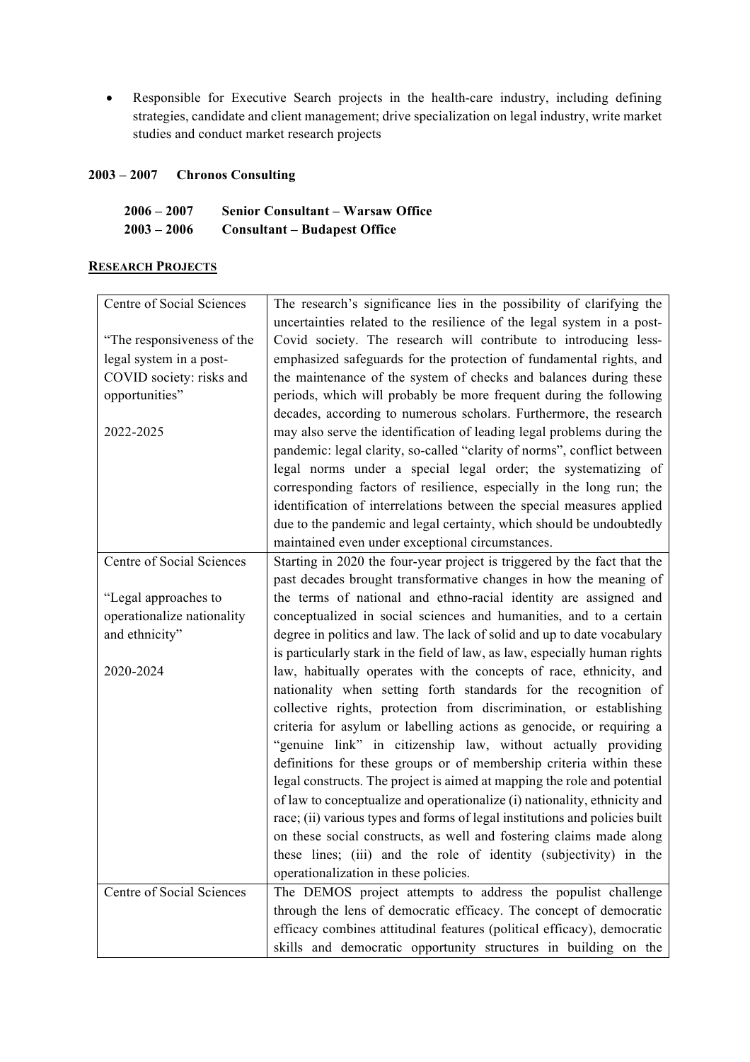- Responsible for Executive Search projects in the health-care industry, including defining strategies, candidate and client management; drive specialization on legal industry, write market studies and conduct market research projects

**2003 – 2007 Chronos Consulting**

**2006 – 2007 Senior Consultant – Warsaw Office**
**2003 – 2006 Consultant – Budapest Office**

## RESEARCH PROJECTS

| | |
|---|---|
| Centre of Social Sciences<br><br>"The responsiveness of the legal system in a post-COVID society: risks and opportunities"<br><br>2022-2025 | The research's significance lies in the possibility of clarifying the uncertainties related to the resilience of the legal system in a post-Covid society. The research will contribute to introducing less-emphasized safeguards for the protection of fundamental rights, and the maintenance of the system of checks and balances during these periods, which will probably be more frequent during the following decades, according to numerous scholars. Furthermore, the research may also serve the identification of leading legal problems during the pandemic: legal clarity, so-called "clarity of norms", conflict between legal norms under a special legal order; the systematizing of corresponding factors of resilience, especially in the long run; the identification of interrelations between the special measures applied due to the pandemic and legal certainty, which should be undoubtedly maintained even under exceptional circumstances. |
| Centre of Social Sciences<br><br>"Legal approaches to operationalize nationality and ethnicity"<br><br>2020-2024 | Starting in 2020 the four-year project is triggered by the fact that the past decades brought transformative changes in how the meaning of the terms of national and ethno-racial identity are assigned and conceptualized in social sciences and humanities, and to a certain degree in politics and law. The lack of solid and up to date vocabulary is particularly stark in the field of law, as law, especially human rights law, habitually operates with the concepts of race, ethnicity, and nationality when setting forth standards for the recognition of collective rights, protection from discrimination, or establishing criteria for asylum or labelling actions as genocide, or requiring a "genuine link" in citizenship law, without actually providing definitions for these groups or of membership criteria within these legal constructs. The project is aimed at mapping the role and potential of law to conceptualize and operationalize (i) nationality, ethnicity and race; (ii) various types and forms of legal institutions and policies built on these social constructs, as well and fostering claims made along these lines; (iii) and the role of identity (subjectivity) in the operationalization in these policies. |
| Centre of Social Sciences | The DEMOS project attempts to address the populist challenge through the lens of democratic efficacy. The concept of democratic efficacy combines attitudinal features (political efficacy), democratic skills and democratic opportunity structures in building on the |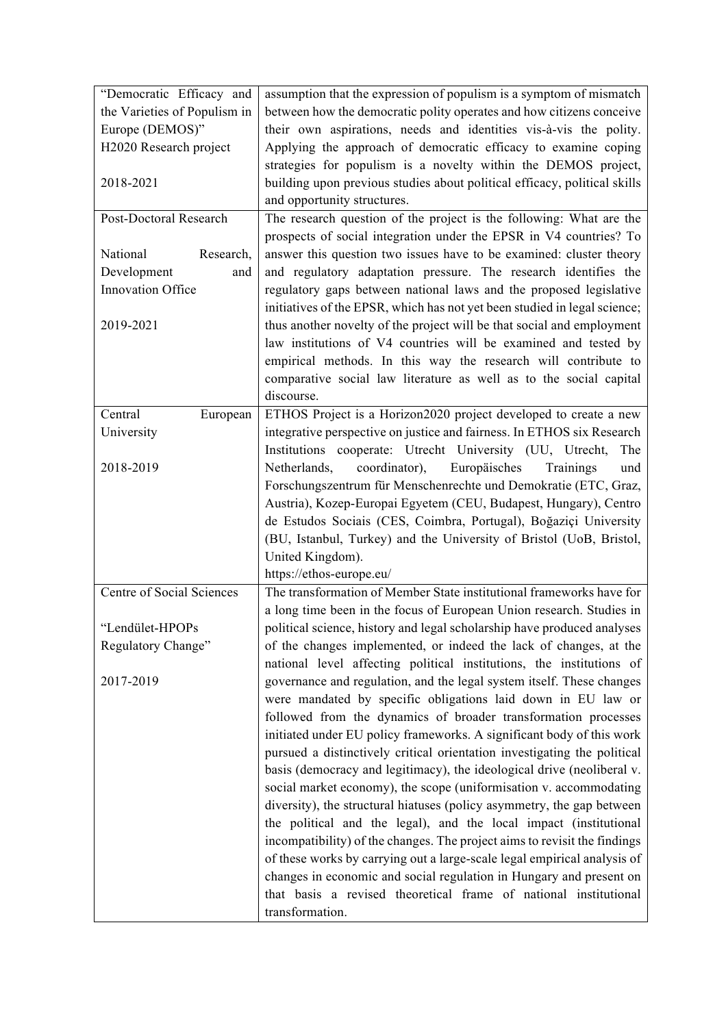| | |
|---|---|
| "Democratic Efficacy and the Varieties of Populism in Europe (DEMOS)" H2020 Research project<br><br>2018-2021 | assumption that the expression of populism is a symptom of mismatch between how the democratic polity operates and how citizens conceive their own aspirations, needs and identities vis-à-vis the polity. Applying the approach of democratic efficacy to examine coping strategies for populism is a novelty within the DEMOS project, building upon previous studies about political efficacy, political skills and opportunity structures. |
| Post-Doctoral Research<br><br>National Research, Development and Innovation Office<br><br>2019-2021 | The research question of the project is the following: What are the prospects of social integration under the EPSR in V4 countries? To answer this question two issues have to be examined: cluster theory and regulatory adaptation pressure. The research identifies the regulatory gaps between national laws and the proposed legislative initiatives of the EPSR, which has not yet been studied in legal science; thus another novelty of the project will be that social and employment law institutions of V4 countries will be examined and tested by empirical methods. In this way the research will contribute to comparative social law literature as well as to the social capital discourse. |
| Central European University<br><br>2018-2019 | ETHOS Project is a Horizon2020 project developed to create a new integrative perspective on justice and fairness. In ETHOS six Research Institutions cooperate: Utrecht University (UU, Utrecht, The Netherlands, coordinator), Europäisches Trainings und Forschungszentrum für Menschenrechte und Demokratie (ETC, Graz, Austria), Kozep-Europai Egyetem (CEU, Budapest, Hungary), Centro de Estudos Sociais (CES, Coimbra, Portugal), Boğaziçi University (BU, Istanbul, Turkey) and the University of Bristol (UoB, Bristol, United Kingdom).<br>https://ethos-europe.eu/ |
| Centre of Social Sciences<br><br>"Lendület-HPOPs Regulatory Change"<br><br>2017-2019 | The transformation of Member State institutional frameworks have for a long time been in the focus of European Union research. Studies in political science, history and legal scholarship have produced analyses of the changes implemented, or indeed the lack of changes, at the national level affecting political institutions, the institutions of governance and regulation, and the legal system itself. These changes were mandated by specific obligations laid down in EU law or followed from the dynamics of broader transformation processes initiated under EU policy frameworks. A significant body of this work pursued a distinctively critical orientation investigating the political basis (democracy and legitimacy), the ideological drive (neoliberal v. social market economy), the scope (uniformisation v. accommodating diversity), the structural hiatuses (policy asymmetry, the gap between the political and the legal), and the local impact (institutional incompatibility) of the changes. The project aims to revisit the findings of these works by carrying out a large-scale legal empirical analysis of changes in economic and social regulation in Hungary and present on that basis a revised theoretical frame of national institutional transformation. |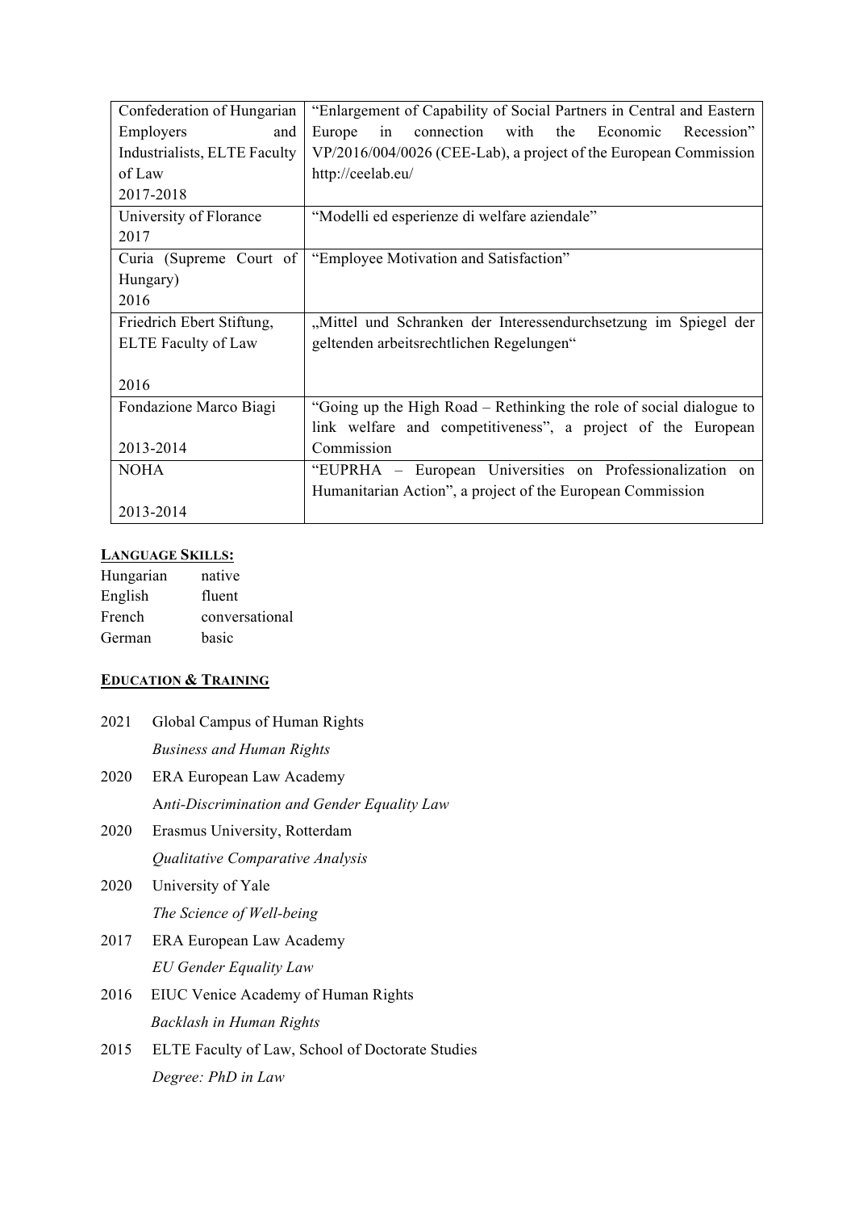| Confederation of Hungarian Employers and Industrialists, ELTE Faculty of Law 2017-2018 | "Enlargement of Capability of Social Partners in Central and Eastern Europe in connection with the Economic Recession" VP/2016/004/0026 (CEE-Lab), a project of the European Commission http://ceelab.eu/ |
|---|---|
| University of Florance 2017 | "Modelli ed esperienze di welfare aziendale" |
| Curia (Supreme Court of Hungary) 2016 | "Employee Motivation and Satisfaction" |
| Friedrich Ebert Stiftung, ELTE Faculty of Law 2016 | „Mittel und Schranken der Interessendurchsetzung im Spiegel der geltenden arbeitsrechtlichen Regelungen" |
| Fondazione Marco Biagi 2013-2014 | "Going up the High Road – Rethinking the role of social dialogue to link welfare and competitiveness", a project of the European Commission |
| NOHA 2013-2014 | "EUPRHA – European Universities on Professionalization on Humanitarian Action", a project of the European Commission |

**LANGUAGE SKILLS:**

| | |
|---|---|
| Hungarian | native |
| English | fluent |
| French | conversational |
| German | basic |

**EDUCATION & TRAINING**

2021 Global Campus of Human Rights
*Business and Human Rights*

2020 ERA European Law Academy
*Anti-Discrimination and Gender Equality Law*

2020 Erasmus University, Rotterdam
*Qualitative Comparative Analysis*

2020 University of Yale
*The Science of Well-being*

2017 ERA European Law Academy
*EU Gender Equality Law*

2016 EIUC Venice Academy of Human Rights
*Backlash in Human Rights*

2015 ELTE Faculty of Law, School of Doctorate Studies
*Degree: PhD in Law*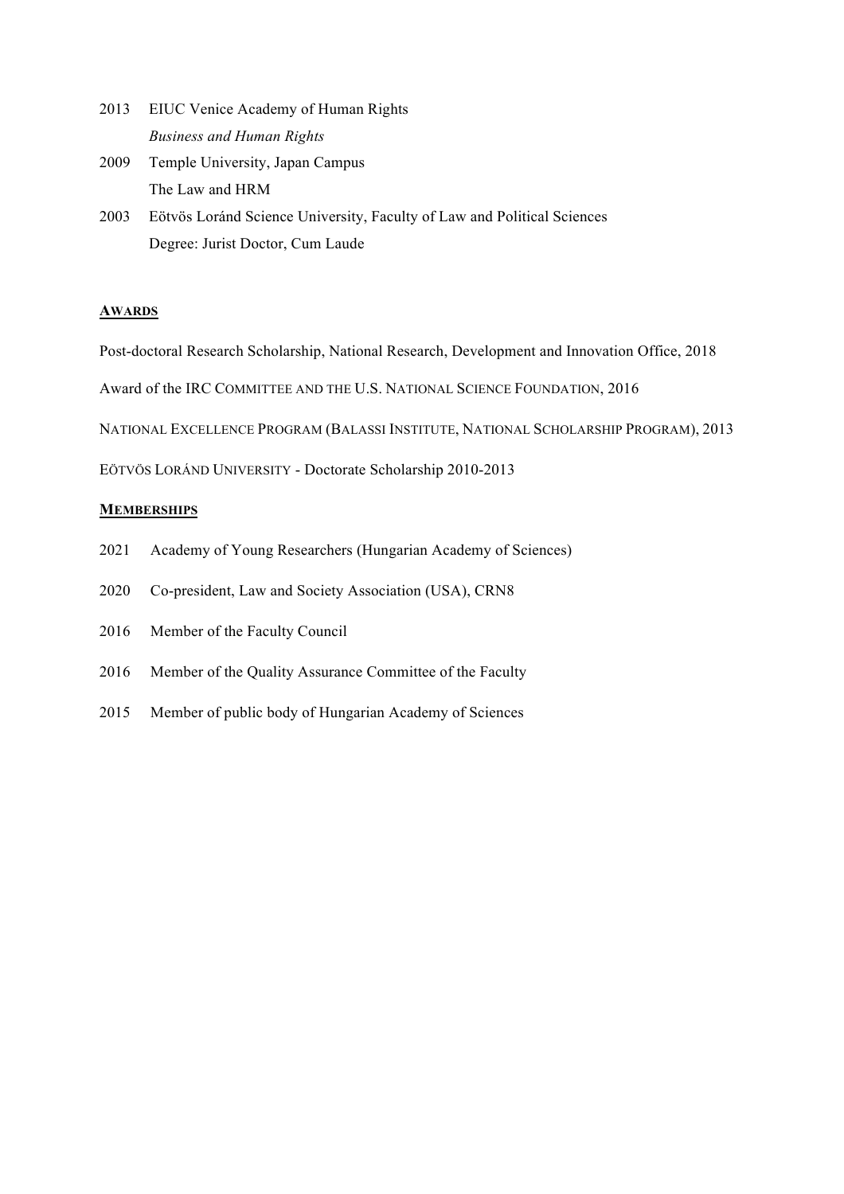2013 EIUC Venice Academy of Human Rights
*Business and Human Rights*

2009 Temple University, Japan Campus
The Law and HRM

2003 Eötvös Loránd Science University, Faculty of Law and Political Sciences
Degree: Jurist Doctor, Cum Laude

## **AWARDS**

Post-doctoral Research Scholarship, National Research, Development and Innovation Office, 2018

Award of the IRC COMMITTEE AND THE U.S. NATIONAL SCIENCE FOUNDATION, 2016

NATIONAL EXCELLENCE PROGRAM (BALASSI INSTITUTE, NATIONAL SCHOLARSHIP PROGRAM), 2013

EÖTVÖS LORÁND UNIVERSITY - Doctorate Scholarship 2010-2013

## **MEMBERSHIPS**

2021 Academy of Young Researchers (Hungarian Academy of Sciences)

2020 Co-president, Law and Society Association (USA), CRN8

2016 Member of the Faculty Council

2016 Member of the Quality Assurance Committee of the Faculty

2015 Member of public body of Hungarian Academy of Sciences